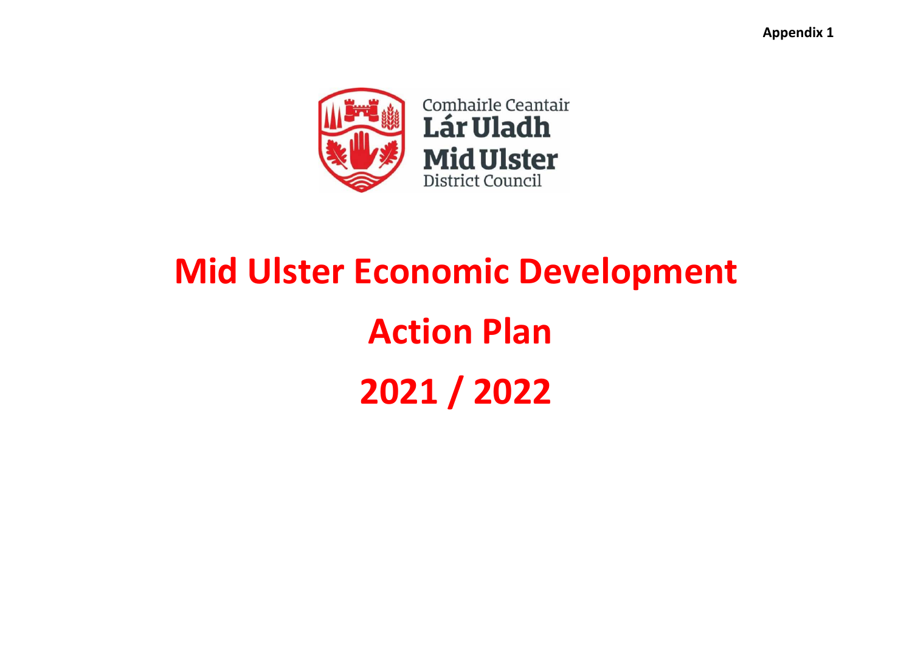Appendix 1

Comhairle Ceantair
Lár Uladh
Mid Ulster
District Council

# Mid Ulster Economic Development

# Action Plan

# 2021 / 2022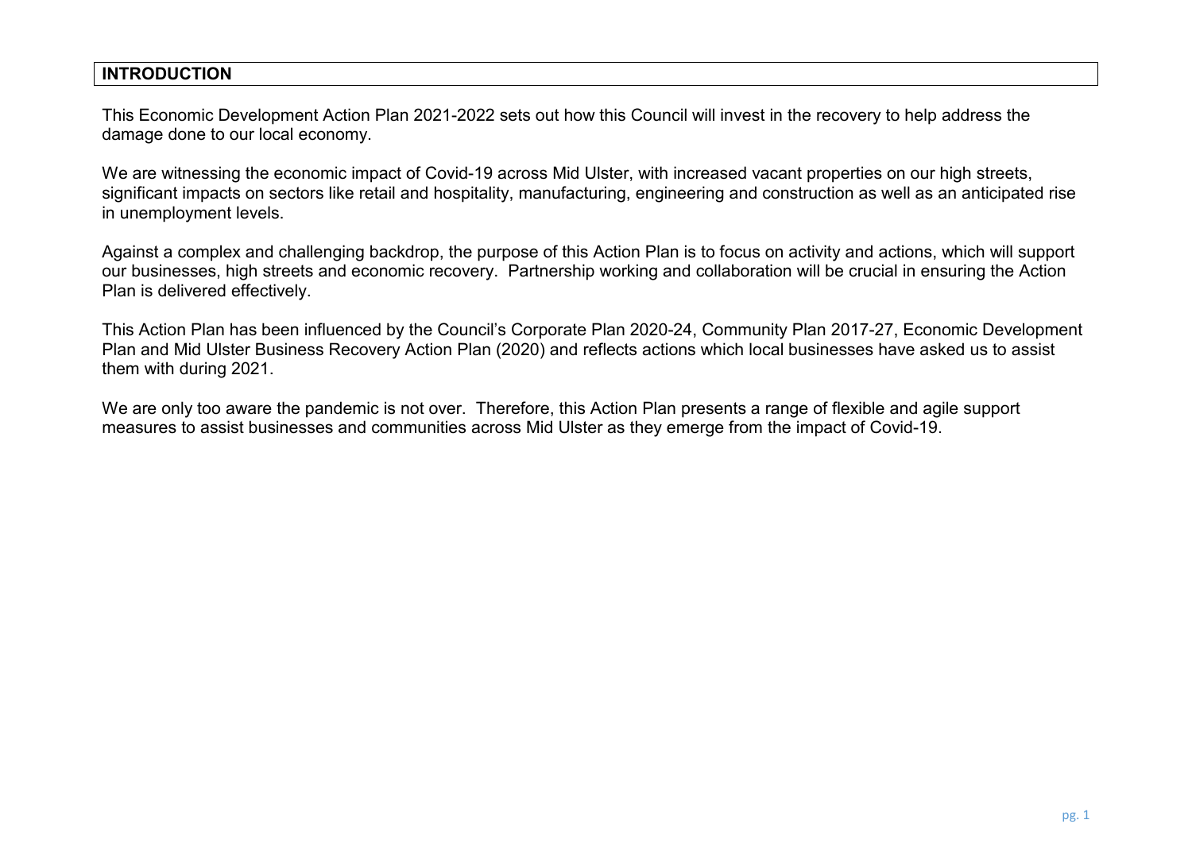## INTRODUCTION

This Economic Development Action Plan 2021-2022 sets out how this Council will invest in the recovery to help address the damage done to our local economy.

We are witnessing the economic impact of Covid-19 across Mid Ulster, with increased vacant properties on our high streets, significant impacts on sectors like retail and hospitality, manufacturing, engineering and construction as well as an anticipated rise in unemployment levels.

Against a complex and challenging backdrop, the purpose of this Action Plan is to focus on activity and actions, which will support our businesses, high streets and economic recovery. Partnership working and collaboration will be crucial in ensuring the Action Plan is delivered effectively.

This Action Plan has been influenced by the Council's Corporate Plan 2020-24, Community Plan 2017-27, Economic Development Plan and Mid Ulster Business Recovery Action Plan (2020) and reflects actions which local businesses have asked us to assist them with during 2021.

We are only too aware the pandemic is not over. Therefore, this Action Plan presents a range of flexible and agile support measures to assist businesses and communities across Mid Ulster as they emerge from the impact of Covid-19.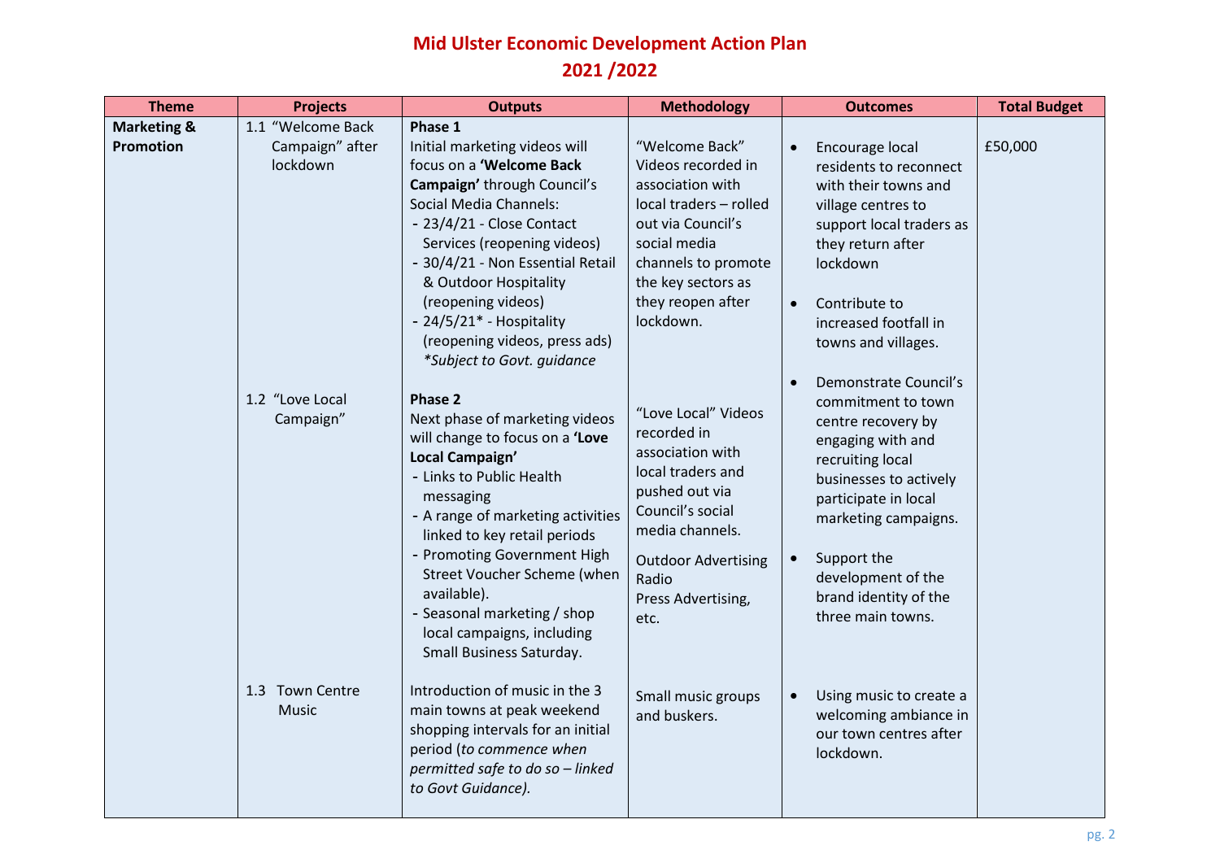# Mid Ulster Economic Development Action Plan
# 2021 /2022

| Theme | Projects | Outputs | Methodology | Outcomes | Total Budget |
|---|---|---|---|---|---|
| **Marketing & Promotion** | 1.1 "Welcome Back Campaign" after lockdown | **Phase 1**<br>Initial marketing videos will focus on a **'Welcome Back Campaign'** through Council's Social Media Channels:<br>- 23/4/21 - Close Contact Services (reopening videos)<br>- 30/4/21 - Non Essential Retail & Outdoor Hospitality (reopening videos)<br>- 24/5/21* - Hospitality (reopening videos, press ads)<br>*\*Subject to Govt. guidance* | "Welcome Back" Videos recorded in association with local traders – rolled out via Council's social media channels to promote the key sectors as they reopen after lockdown. | • Encourage local residents to reconnect with their towns and village centres to support local traders as they return after lockdown<br>• Contribute to increased footfall in towns and villages.<br>• Demonstrate Council's commitment to town centre recovery by engaging with and recruiting local businesses to actively participate in local marketing campaigns.<br>• Support the development of the brand identity of the three main towns. | £50,000 |
| | 1.2 "Love Local Campaign" | **Phase 2**<br>Next phase of marketing videos will change to focus on a **'Love Local Campaign'**<br>- Links to Public Health messaging<br>- A range of marketing activities linked to key retail periods<br>- Promoting Government High Street Voucher Scheme (when available).<br>- Seasonal marketing / shop local campaigns, including Small Business Saturday. | "Love Local" Videos recorded in association with local traders and pushed out via Council's social media channels.<br>Outdoor Advertising<br>Radio<br>Press Advertising, etc. | | |
| | 1.3 Town Centre Music | Introduction of music in the 3 main towns at peak weekend shopping intervals for an initial period (*to commence when permitted safe to do so – linked to Govt Guidance).* | Small music groups and buskers. | • Using music to create a welcoming ambiance in our town centres after lockdown. | |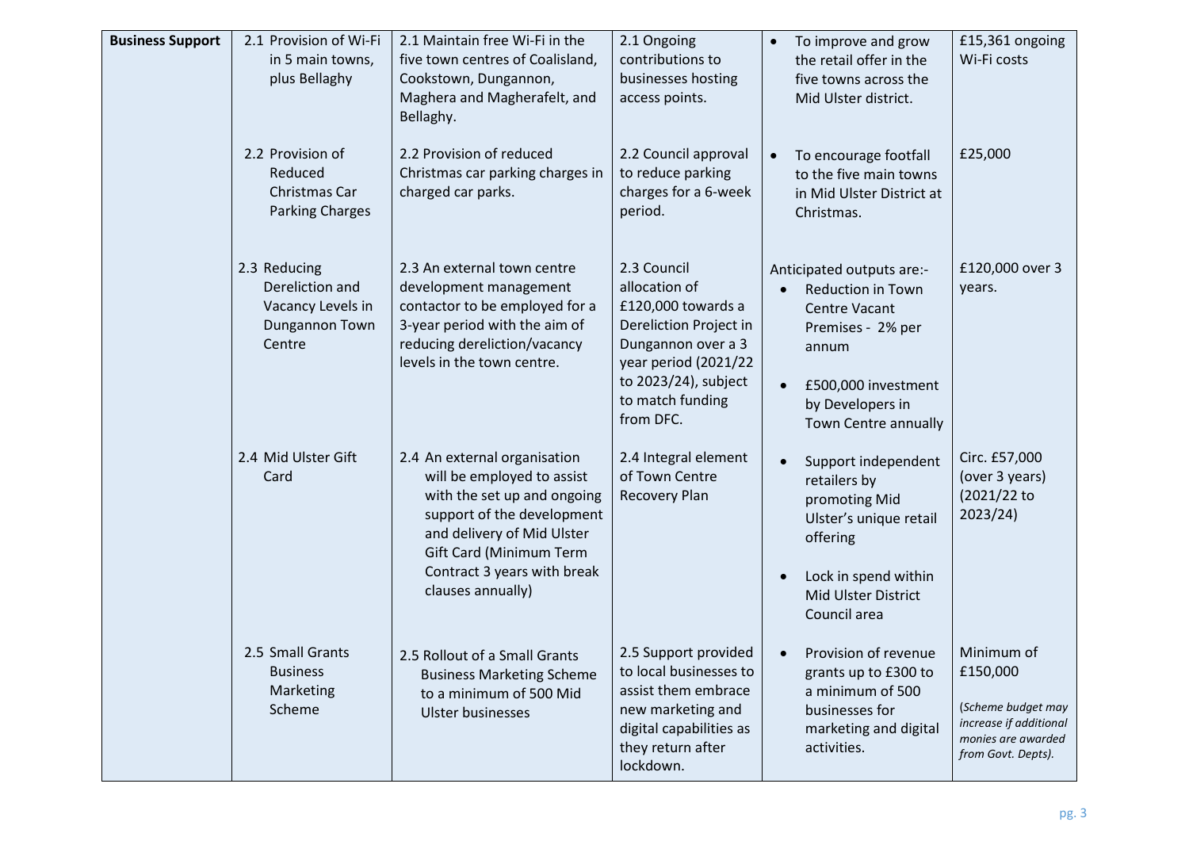| Business Support | 2.1 Provision of Wi-Fi in 5 main towns, plus Bellaghy | 2.1 Maintain free Wi-Fi in the five town centres of Coalisland, Cookstown, Dungannon, Maghera and Magherafelt, and Bellaghy. | 2.1 Ongoing contributions to businesses hosting access points. | • To improve and grow the retail offer in the five towns across the Mid Ulster district. | £15,361 ongoing Wi-Fi costs |
|---|---|---|---|---|---|
| | 2.2 Provision of Reduced Christmas Car Parking Charges | 2.2 Provision of reduced Christmas car parking charges in charged car parks. | 2.2 Council approval to reduce parking charges for a 6-week period. | • To encourage footfall to the five main towns in Mid Ulster District at Christmas. | £25,000 |
| | 2.3 Reducing Dereliction and Vacancy Levels in Dungannon Town Centre | 2.3 An external town centre development management contactor to be employed for a 3-year period with the aim of reducing dereliction/vacancy levels in the town centre. | 2.3 Council allocation of £120,000 towards a Dereliction Project in Dungannon over a 3 year period (2021/22 to 2023/24), subject to match funding from DFC. | Anticipated outputs are:-<br>• Reduction in Town Centre Vacant Premises - 2% per annum<br>• £500,000 investment by Developers in Town Centre annually | £120,000 over 3 years. |
| | 2.4 Mid Ulster Gift Card | 2.4 An external organisation will be employed to assist with the set up and ongoing support of the development and delivery of Mid Ulster Gift Card (Minimum Term Contract 3 years with break clauses annually) | 2.4 Integral element of Town Centre Recovery Plan | • Support independent retailers by promoting Mid Ulster's unique retail offering<br>• Lock in spend within Mid Ulster District Council area | Circ. £57,000 (over 3 years) (2021/22 to 2023/24) |
| | 2.5 Small Grants Business Marketing Scheme | 2.5 Rollout of a Small Grants Business Marketing Scheme to a minimum of 500 Mid Ulster businesses | 2.5 Support provided to local businesses to assist them embrace new marketing and digital capabilities as they return after lockdown. | • Provision of revenue grants up to £300 to a minimum of 500 businesses for marketing and digital activities. | Minimum of £150,000<br>*(Scheme budget may increase if additional monies are awarded from Govt. Depts).* |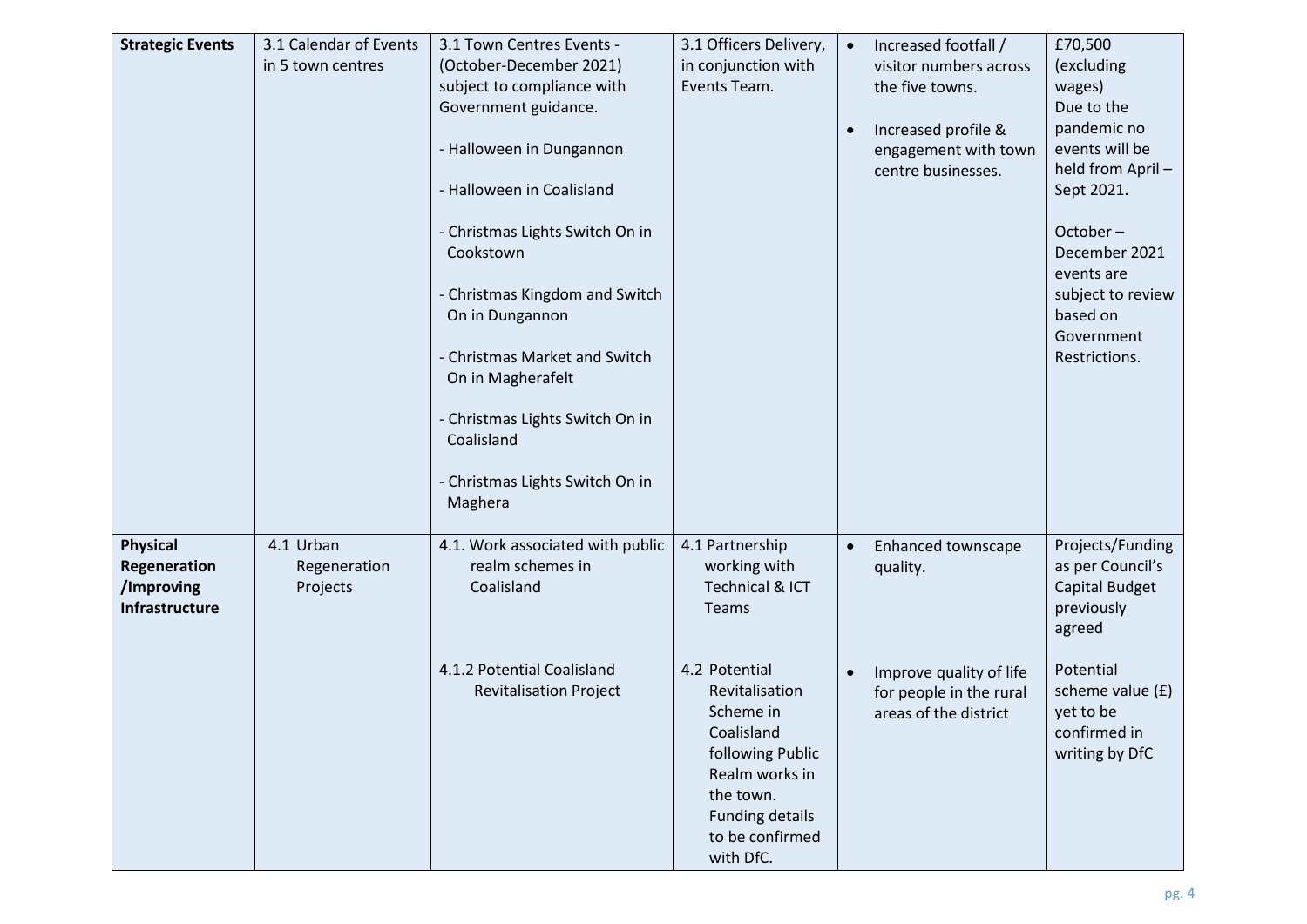| **Strategic Events** | 3.1 Calendar of Events in 5 town centres | 3.1 Town Centres Events - (October-December 2021) subject to compliance with Government guidance.<br><br>- Halloween in Dungannon<br><br>- Halloween in Coalisland<br><br>- Christmas Lights Switch On in Cookstown<br><br>- Christmas Kingdom and Switch On in Dungannon<br><br>- Christmas Market and Switch On in Magherafelt<br><br>- Christmas Lights Switch On in Coalisland<br><br>- Christmas Lights Switch On in Maghera | 3.1 Officers Delivery, in conjunction with Events Team. | • Increased footfall / visitor numbers across the five towns.<br><br>• Increased profile & engagement with town centre businesses. | £70,500 (excluding wages) Due to the pandemic no events will be held from April – Sept 2021.<br><br>October – December 2021 events are subject to review based on Government Restrictions. |
|---|---|---|---|---|---|
| **Physical Regeneration /Improving Infrastructure** | 4.1 Urban Regeneration Projects | 4.1. Work associated with public realm schemes in Coalisland<br><br>4.1.2 Potential Coalisland Revitalisation Project | 4.1 Partnership working with Technical & ICT Teams<br><br>4.2 Potential Revitalisation Scheme in Coalisland following Public Realm works in the town. Funding details to be confirmed with DfC. | • Enhanced townscape quality.<br><br>• Improve quality of life for people in the rural areas of the district | Projects/Funding as per Council's Capital Budget previously agreed<br><br>Potential scheme value (£) yet to be confirmed in writing by DfC |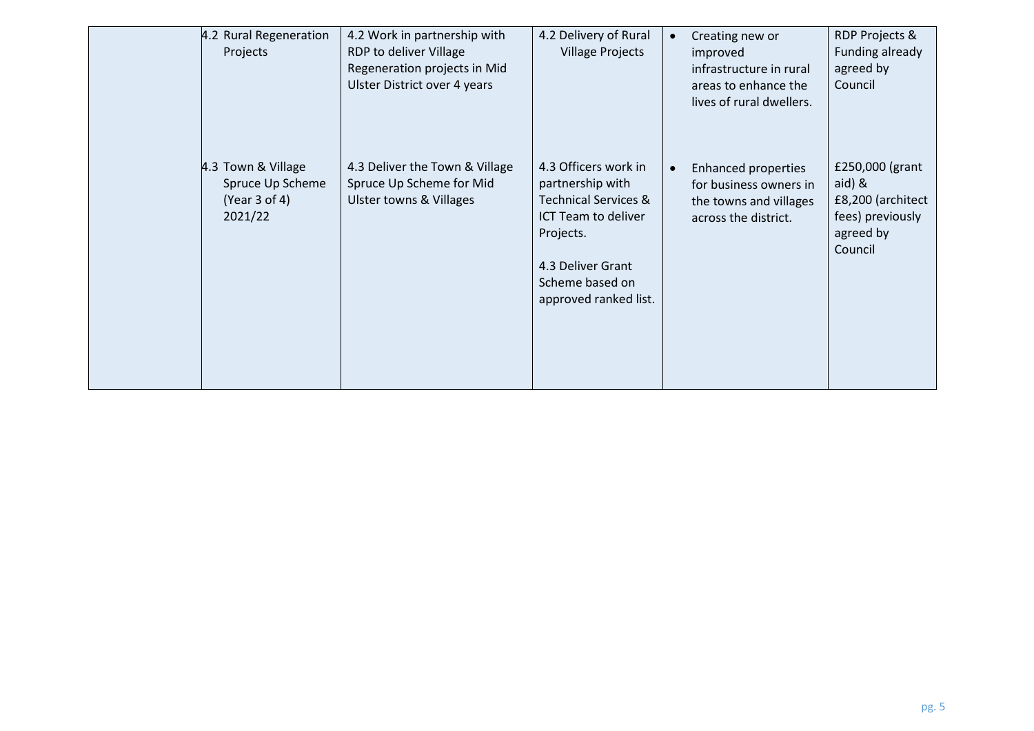| | | | | | |
|---|---|---|---|---|---|
| | 4.2 Rural Regeneration Projects | 4.2 Work in partnership with RDP to deliver Village Regeneration projects in Mid Ulster District over 4 years | 4.2 Delivery of Rural Village Projects | • Creating new or improved infrastructure in rural areas to enhance the lives of rural dwellers. | RDP Projects & Funding already agreed by Council |
| | 4.3 Town & Village Spruce Up Scheme (Year 3 of 4) 2021/22 | 4.3 Deliver the Town & Village Spruce Up Scheme for Mid Ulster towns & Villages | 4.3 Officers work in partnership with Technical Services & ICT Team to deliver Projects.<br><br>4.3 Deliver Grant Scheme based on approved ranked list. | • Enhanced properties for business owners in the towns and villages across the district. | £250,000 (grant aid) & £8,200 (architect fees) previously agreed by Council |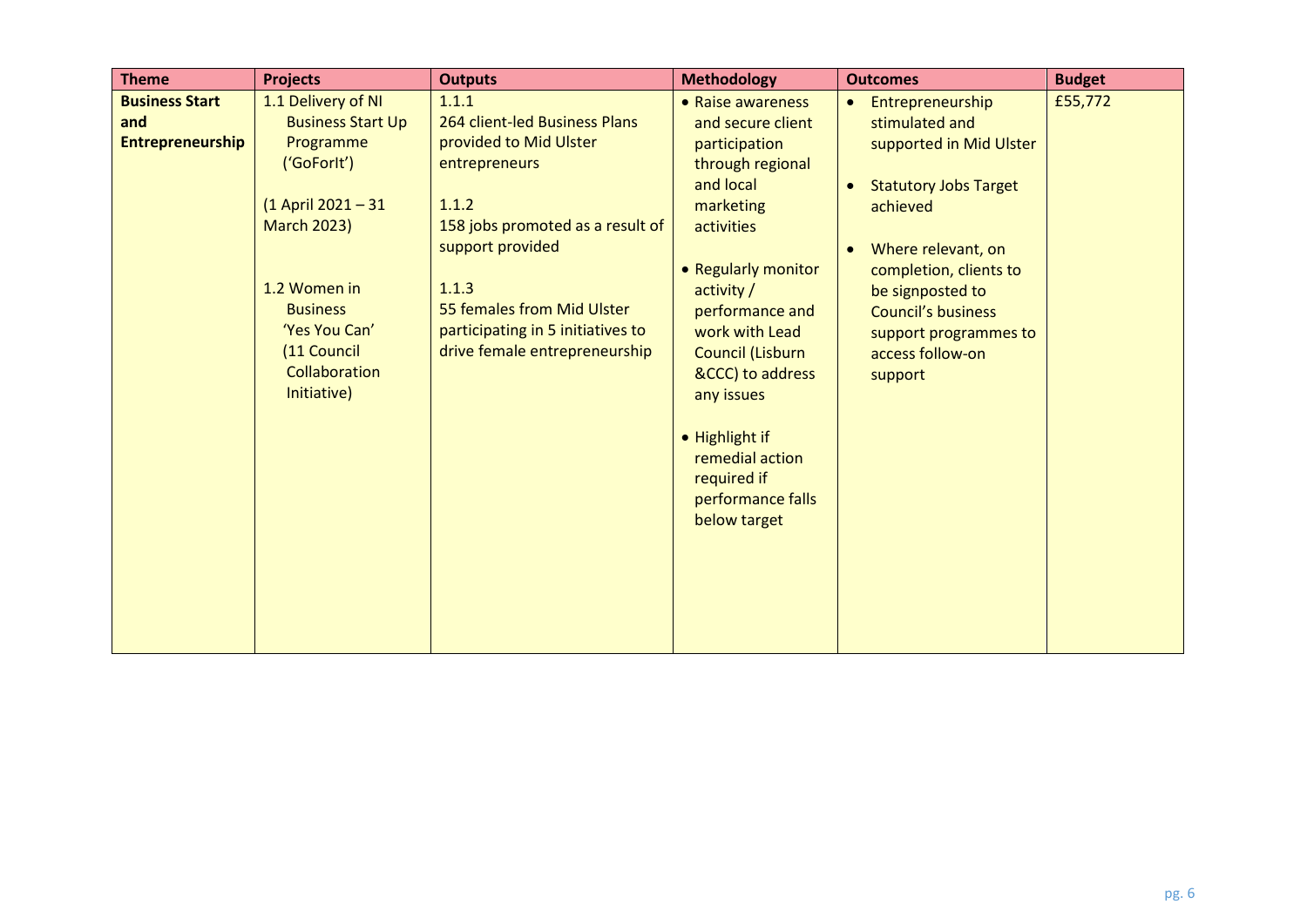| Theme | Projects | Outputs | Methodology | Outcomes | Budget |
|---|---|---|---|---|---|
| **Business Start and Entrepreneurship** | 1.1 Delivery of NI Business Start Up Programme ('GoForIt')<br><br>(1 April 2021 – 31 March 2023)<br><br>1.2 Women in Business 'Yes You Can' (11 Council Collaboration Initiative) | 1.1.1<br>264 client-led Business Plans provided to Mid Ulster entrepreneurs<br><br>1.1.2<br>158 jobs promoted as a result of support provided<br><br>1.1.3<br>55 females from Mid Ulster participating in 5 initiatives to drive female entrepreneurship | • Raise awareness and secure client participation through regional and local marketing activities<br><br>• Regularly monitor activity / performance and work with Lead Council (Lisburn &CCC) to address any issues<br><br>• Highlight if remedial action required if performance falls below target | • Entrepreneurship stimulated and supported in Mid Ulster<br><br>• Statutory Jobs Target achieved<br><br>• Where relevant, on completion, clients to be signposted to Council's business support programmes to access follow-on support | £55,772 |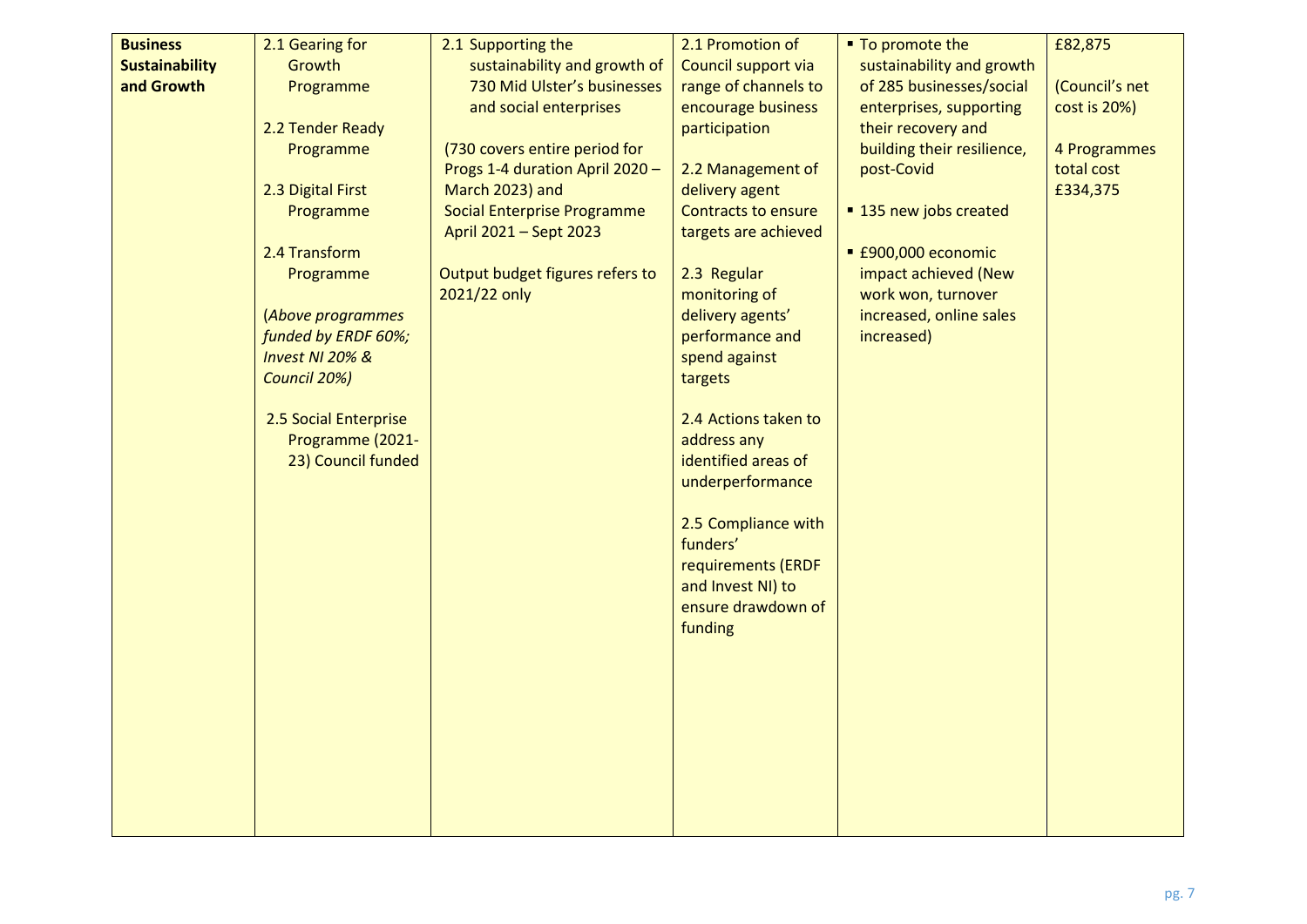| | | | | | |
|---|---|---|---|---|---|
| **Business Sustainability and Growth** | 2.1 Gearing for Growth Programme<br><br>2.2 Tender Ready Programme<br><br>2.3 Digital First Programme<br><br>2.4 Transform Programme<br><br>(*Above programmes funded by ERDF 60%; Invest NI 20% & Council 20%)*<br><br>2.5 Social Enterprise Programme (2021-23) Council funded | 2.1 Supporting the sustainability and growth of 730 Mid Ulster's businesses and social enterprises<br><br>(730 covers entire period for Progs 1-4 duration April 2020 – March 2023) and Social Enterprise Programme April 2021 – Sept 2023<br><br>Output budget figures refers to 2021/22 only | 2.1 Promotion of Council support via range of channels to encourage business participation<br><br>2.2 Management of delivery agent Contracts to ensure targets are achieved<br><br>2.3 Regular monitoring of delivery agents' performance and spend against targets<br><br>2.4 Actions taken to address any identified areas of underperformance<br><br>2.5 Compliance with funders' requirements (ERDF and Invest NI) to ensure drawdown of funding | ▪ To promote the sustainability and growth of 285 businesses/social enterprises, supporting their recovery and building their resilience, post-Covid<br><br>▪ 135 new jobs created<br><br>▪ £900,000 economic impact achieved (New work won, turnover increased, online sales increased) | £82,875<br><br>(Council's net cost is 20%)<br><br>4 Programmes total cost £334,375 |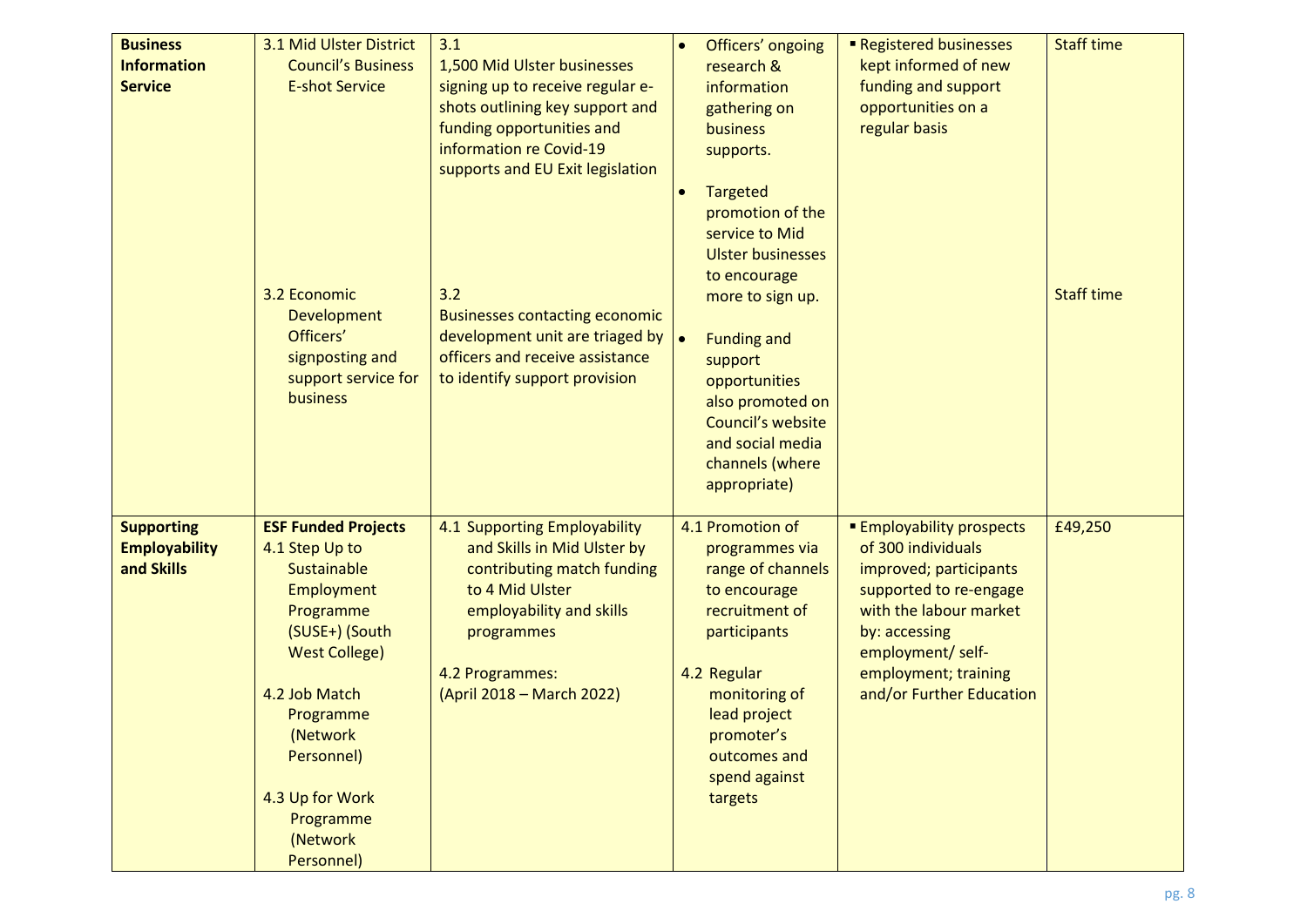| | | | | | |
|---|---|---|---|---|---|
| **Business Information Service** | 3.1 Mid Ulster District Council's Business E-shot Service<br><br>3.2 Economic Development Officers' signposting and support service for business | 3.1<br>1,500 Mid Ulster businesses signing up to receive regular e-shots outlining key support and funding opportunities and information re Covid-19 supports and EU Exit legislation<br><br>3.2<br>Businesses contacting economic development unit are triaged by officers and receive assistance to identify support provision | • Officers' ongoing research & information gathering on business supports.<br>• Targeted promotion of the service to Mid Ulster businesses to encourage more to sign up.<br>• Funding and support opportunities also promoted on Council's website and social media channels (where appropriate) | ▪ Registered businesses kept informed of new funding and support opportunities on a regular basis | Staff time<br><br>Staff time |
| **Supporting Employability and Skills** | **ESF Funded Projects**<br>4.1 Step Up to Sustainable Employment Programme (SUSE+) (South West College)<br><br>4.2 Job Match Programme (Network Personnel)<br><br>4.3 Up for Work Programme (Network Personnel) | 4.1 Supporting Employability and Skills in Mid Ulster by contributing match funding to 4 Mid Ulster employability and skills programmes<br><br>4.2 Programmes:<br>(April 2018 – March 2022) | 4.1 Promotion of programmes via range of channels to encourage recruitment of participants<br><br>4.2 Regular monitoring of lead project promoter's outcomes and spend against targets | ▪ Employability prospects of 300 individuals improved; participants supported to re-engage with the labour market by: accessing employment/ self-employment; training and/or Further Education | £49,250 |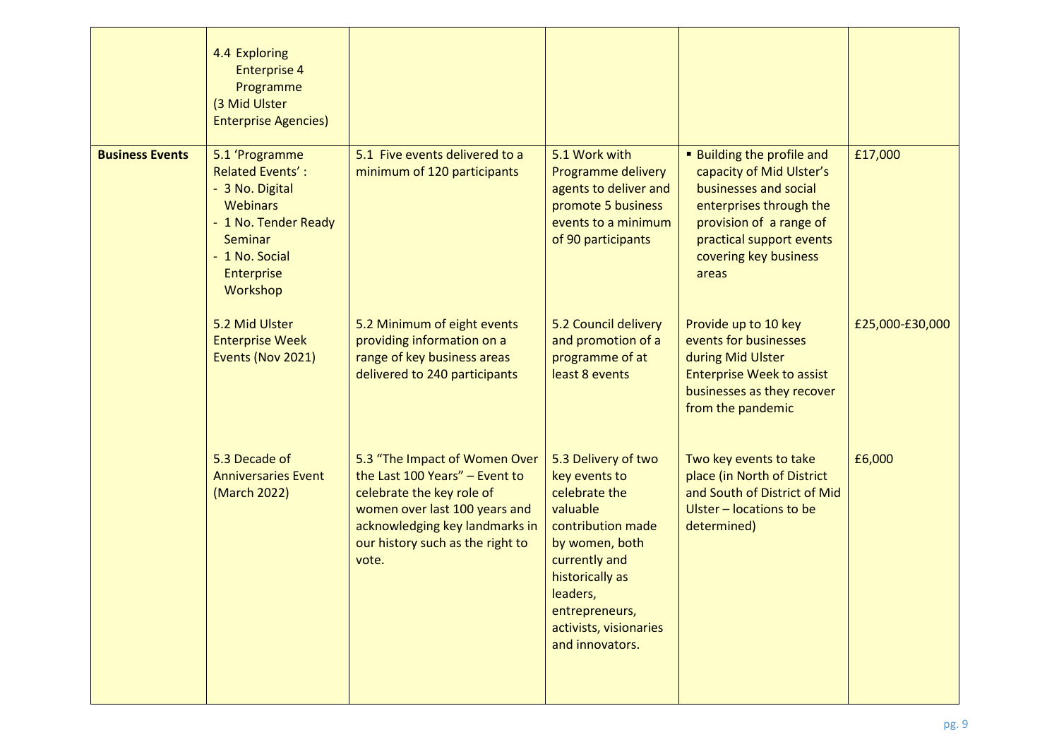| | | | | | |
|---|---|---|---|---|---|
| | 4.4 Exploring Enterprise 4 Programme (3 Mid Ulster Enterprise Agencies) | | | | |
| **Business Events** | 5.1 'Programme Related Events' :<br>- 3 No. Digital Webinars<br>- 1 No. Tender Ready Seminar<br>- 1 No. Social Enterprise Workshop | 5.1 Five events delivered to a minimum of 120 participants | 5.1 Work with Programme delivery agents to deliver and promote 5 business events to a minimum of 90 participants | ▪ Building the profile and capacity of Mid Ulster's businesses and social enterprises through the provision of a range of practical support events covering key business areas | £17,000 |
| | 5.2 Mid Ulster Enterprise Week Events (Nov 2021) | 5.2 Minimum of eight events providing information on a range of key business areas delivered to 240 participants | 5.2 Council delivery and promotion of a programme of at least 8 events | Provide up to 10 key events for businesses during Mid Ulster Enterprise Week to assist businesses as they recover from the pandemic | £25,000-£30,000 |
| | 5.3 Decade of Anniversaries Event (March 2022) | 5.3 "The Impact of Women Over the Last 100 Years" – Event to celebrate the key role of women over last 100 years and acknowledging key landmarks in our history such as the right to vote. | 5.3 Delivery of two key events to celebrate the valuable contribution made by women, both currently and historically as leaders, entrepreneurs, activists, visionaries and innovators. | Two key events to take place (in North of District and South of District of Mid Ulster – locations to be determined) | £6,000 |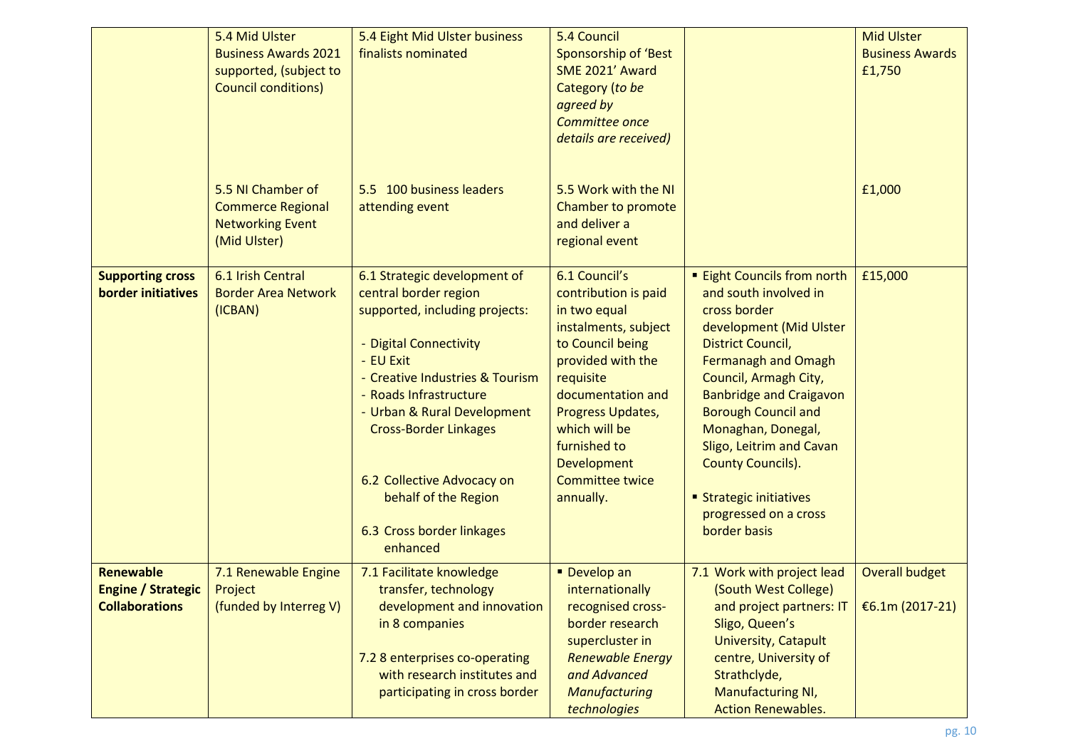| | | | | | |
|---|---|---|---|---|---|
| | 5.4 Mid Ulster Business Awards 2021 supported, (subject to Council conditions) | 5.4 Eight Mid Ulster business finalists nominated | 5.4 Council Sponsorship of 'Best SME 2021' Award Category (*to be agreed by Committee once details are received)* | | Mid Ulster Business Awards £1,750 |
| | 5.5 NI Chamber of Commerce Regional Networking Event (Mid Ulster) | 5.5 100 business leaders attending event | 5.5 Work with the NI Chamber to promote and deliver a regional event | | £1,000 |
| **Supporting cross border initiatives** | 6.1 Irish Central Border Area Network (ICBAN) | 6.1 Strategic development of central border region supported, including projects:<br><br>- Digital Connectivity<br>- EU Exit<br>- Creative Industries & Tourism<br>- Roads Infrastructure<br>- Urban & Rural Development Cross-Border Linkages<br><br>6.2 Collective Advocacy on behalf of the Region<br><br>6.3 Cross border linkages enhanced | 6.1 Council's contribution is paid in two equal instalments, subject to Council being provided with the requisite documentation and Progress Updates, which will be furnished to Development Committee twice annually. | ▪ Eight Councils from north and south involved in cross border development (Mid Ulster District Council, Fermanagh and Omagh Council, Armagh City, Banbridge and Craigavon Borough Council and Monaghan, Donegal, Sligo, Leitrim and Cavan County Councils).<br><br>▪ Strategic initiatives progressed on a cross border basis | £15,000 |
| **Renewable Engine / Strategic Collaborations** | 7.1 Renewable Engine Project (funded by Interreg V) | 7.1 Facilitate knowledge transfer, technology development and innovation in 8 companies<br><br>7.2 8 enterprises co-operating with research institutes and participating in cross border | ▪ Develop an internationally recognised cross-border research supercluster in *Renewable Energy and Advanced Manufacturing technologies* | 7.1 Work with project lead (South West College) and project partners: IT Sligo, Queen's University, Catapult centre, University of Strathclyde, Manufacturing NI, Action Renewables. | Overall budget<br><br>€6.1m (2017-21) |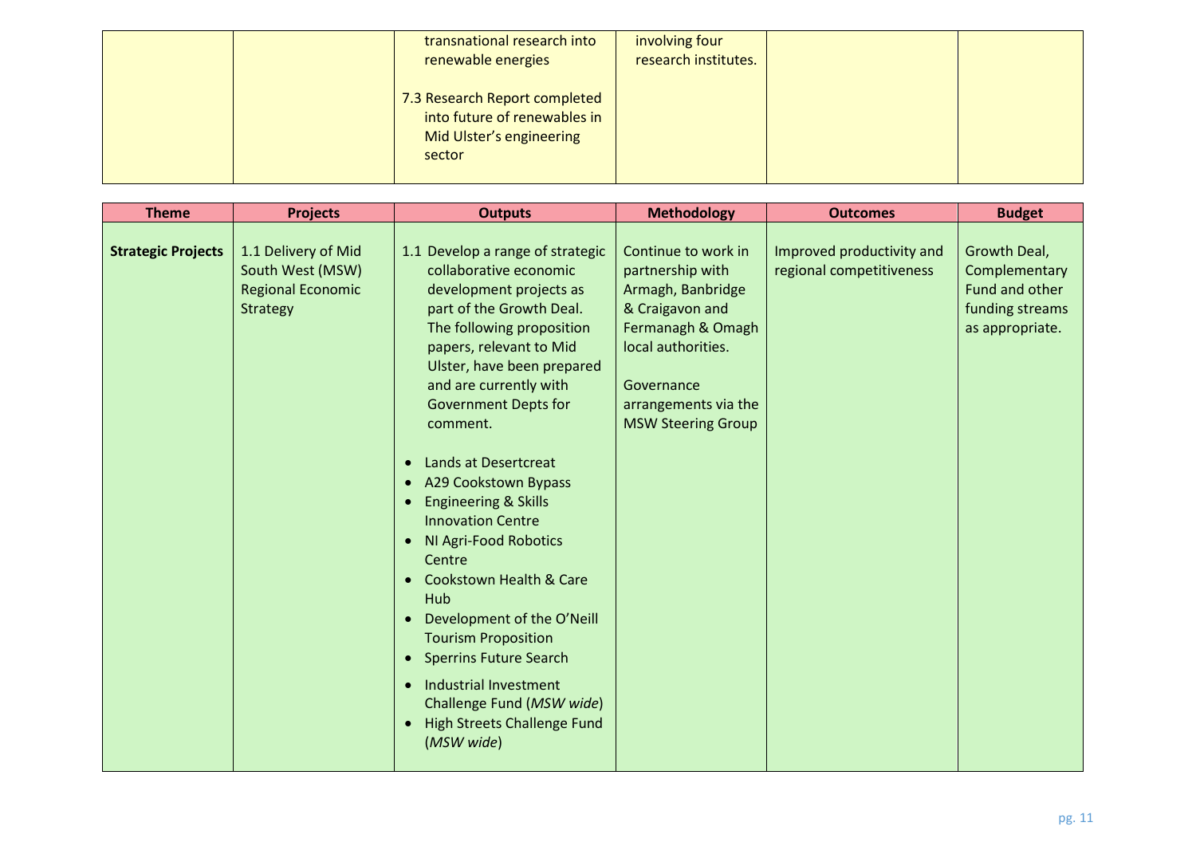| | | | | | |
|---|---|---|---|---|---|
| | | transnational research into renewable energies<br><br>7.3 Research Report completed into future of renewables in Mid Ulster's engineering sector | involving four research institutes. | | |

| Theme | Projects | Outputs | Methodology | Outcomes | Budget |
|---|---|---|---|---|---|
| **Strategic Projects** | 1.1 Delivery of Mid South West (MSW) Regional Economic Strategy | 1.1 Develop a range of strategic collaborative economic development projects as part of the Growth Deal. The following proposition papers, relevant to Mid Ulster, have been prepared and are currently with Government Depts for comment.<br><br>• Lands at Desertcreat<br>• A29 Cookstown Bypass<br>• Engineering & Skills Innovation Centre<br>• NI Agri-Food Robotics Centre<br>• Cookstown Health & Care Hub<br>• Development of the O'Neill Tourism Proposition<br>• Sperrins Future Search<br>• Industrial Investment Challenge Fund (*MSW wide*)<br>• High Streets Challenge Fund (*MSW wide*) | Continue to work in partnership with Armagh, Banbridge & Craigavon and Fermanagh & Omagh local authorities.<br><br>Governance arrangements via the MSW Steering Group | Improved productivity and regional competitiveness | Growth Deal, Complementary Fund and other funding streams as appropriate. |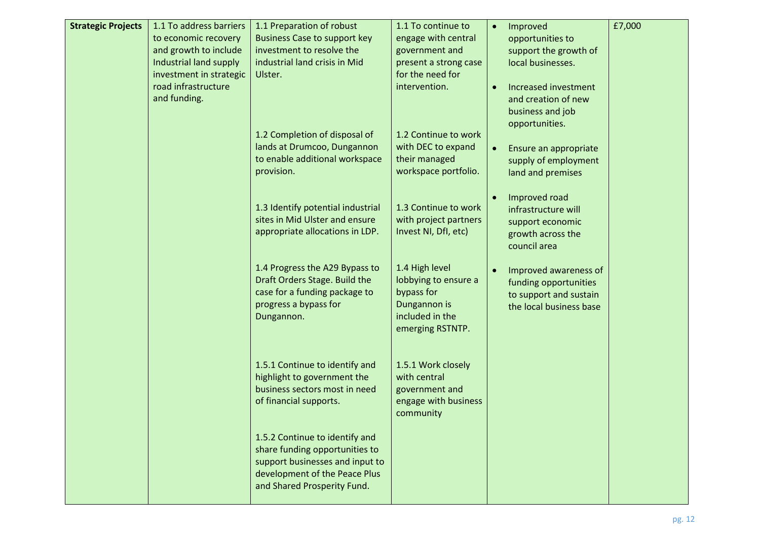| Strategic Projects | 1.1 To address barriers to economic recovery and growth to include Industrial land supply investment in strategic road infrastructure and funding. | 1.1 Preparation of robust Business Case to support key investment to resolve the industrial land crisis in Mid Ulster. | 1.1 To continue to engage with central government and present a strong case for the need for intervention. | • Improved opportunities to support the growth of local businesses.<br><br>• Increased investment and creation of new business and job opportunities.<br><br>• Ensure an appropriate supply of employment land and premises<br><br>• Improved road infrastructure will support economic growth across the council area<br><br>• Improved awareness of funding opportunities to support and sustain the local business base | £7,000 |
|---|---|---|---|---|---|
| | | 1.2 Completion of disposal of lands at Drumcoo, Dungannon to enable additional workspace provision. | 1.2 Continue to work with DEC to expand their managed workspace portfolio. | | |
| | | 1.3 Identify potential industrial sites in Mid Ulster and ensure appropriate allocations in LDP. | 1.3 Continue to work with project partners Invest NI, DfI, etc) | | |
| | | 1.4 Progress the A29 Bypass to Draft Orders Stage. Build the case for a funding package to progress a bypass for Dungannon. | 1.4 High level lobbying to ensure a bypass for Dungannon is included in the emerging RSTNTP. | | |
| | | 1.5.1 Continue to identify and highlight to government the business sectors most in need of financial supports. | 1.5.1 Work closely with central government and engage with business community | | |
| | | 1.5.2 Continue to identify and share funding opportunities to support businesses and input to development of the Peace Plus and Shared Prosperity Fund. | | | |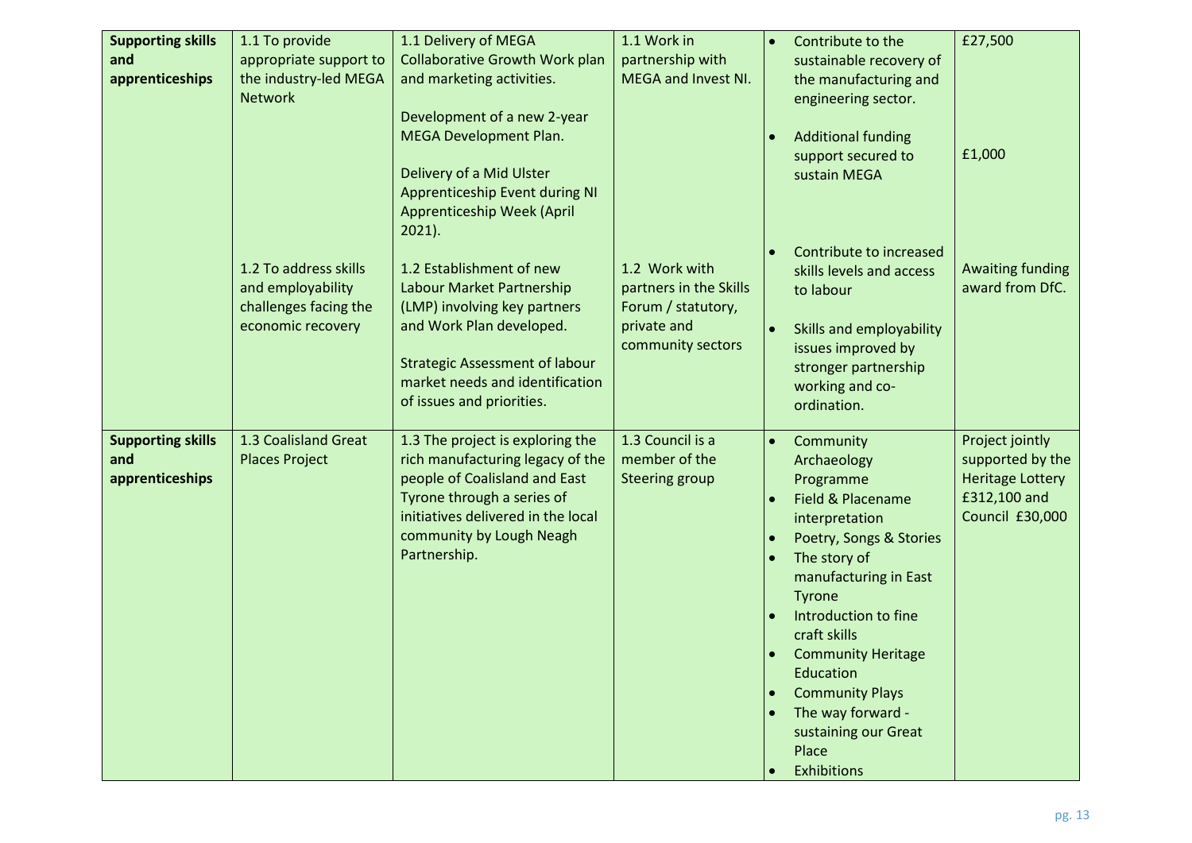| | | | | | |
|---|---|---|---|---|---|
| **Supporting skills and apprenticeships** | 1.1 To provide appropriate support to the industry-led MEGA Network<br><br>1.2 To address skills and employability challenges facing the economic recovery | 1.1 Delivery of MEGA Collaborative Growth Work plan and marketing activities.<br><br>Development of a new 2-year MEGA Development Plan.<br><br>Delivery of a Mid Ulster Apprenticeship Event during NI Apprenticeship Week (April 2021).<br><br>1.2 Establishment of new Labour Market Partnership (LMP) involving key partners and Work Plan developed.<br><br>Strategic Assessment of labour market needs and identification of issues and priorities. | 1.1 Work in partnership with MEGA and Invest NI.<br><br>1.2 Work with partners in the Skills Forum / statutory, private and community sectors | • Contribute to the sustainable recovery of the manufacturing and engineering sector.<br>• Additional funding support secured to sustain MEGA<br>• Contribute to increased skills levels and access to labour<br>• Skills and employability issues improved by stronger partnership working and co-ordination. | £27,500<br><br>£1,000<br><br>Awaiting funding award from DfC. |
| **Supporting skills and apprenticeships** | 1.3 Coalisland Great Places Project | 1.3 The project is exploring the rich manufacturing legacy of the people of Coalisland and East Tyrone through a series of initiatives delivered in the local community by Lough Neagh Partnership. | 1.3 Council is a member of the Steering group | • Community Archaeology Programme<br>• Field & Placename interpretation<br>• Poetry, Songs & Stories<br>• The story of manufacturing in East Tyrone<br>• Introduction to fine craft skills<br>• Community Heritage Education<br>• Community Plays<br>• The way forward - sustaining our Great Place<br>• Exhibitions | Project jointly supported by the Heritage Lottery £312,100 and Council £30,000 |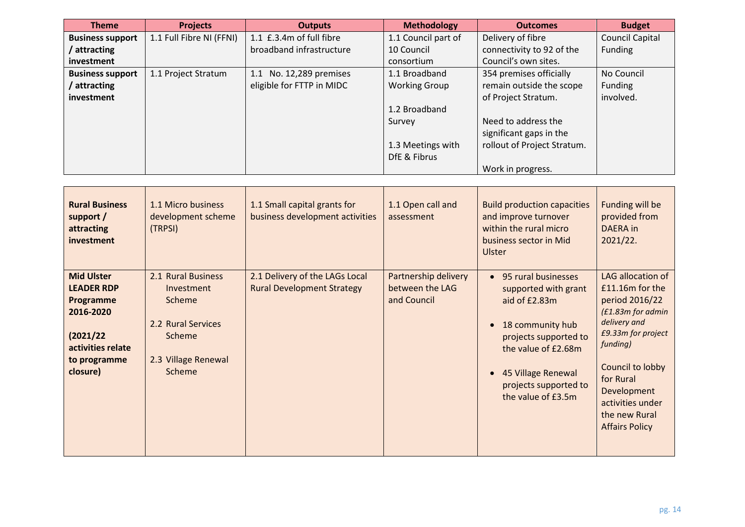| Theme | Projects | Outputs | Methodology | Outcomes | Budget |
|---|---|---|---|---|---|
| **Business support / attracting investment** | 1.1 Full Fibre NI (FFNI) | 1.1 £.3.4m of full fibre broadband infrastructure | 1.1 Council part of 10 Council consortium | Delivery of fibre connectivity to 92 of the Council's own sites. | Council Capital Funding |
| **Business support / attracting investment** | 1.1 Project Stratum | 1.1 No. 12,289 premises eligible for FTTP in MIDC | 1.1 Broadband Working Group<br><br>1.2 Broadband Survey<br><br>1.3 Meetings with DfE & Fibrus | 354 premises officially remain outside the scope of Project Stratum.<br><br>Need to address the significant gaps in the rollout of Project Stratum.<br><br>Work in progress. | No Council Funding involved. |
| **Rural Business support / attracting investment** | 1.1 Micro business development scheme (TRPSI) | 1.1 Small capital grants for business development activities | 1.1 Open call and assessment | Build production capacities and improve turnover within the rural micro business sector in Mid Ulster | Funding will be provided from DAERA in 2021/22. |
| **Mid Ulster LEADER RDP Programme 2016-2020**<br><br>**(2021/22 activities relate to programme closure)** | 2.1 Rural Business Investment Scheme<br><br>2.2 Rural Services Scheme<br><br>2.3 Village Renewal Scheme | 2.1 Delivery of the LAGs Local Rural Development Strategy | Partnership delivery between the LAG and Council | • 95 rural businesses supported with grant aid of £2.83m<br><br>• 18 community hub projects supported to the value of £2.68m<br><br>• 45 Village Renewal projects supported to the value of £3.5m | LAG allocation of £11.16m for the period 2016/22 *(£1.83m for admin delivery and £9.33m for project funding)*<br><br>Council to lobby for Rural Development activities under the new Rural Affairs Policy |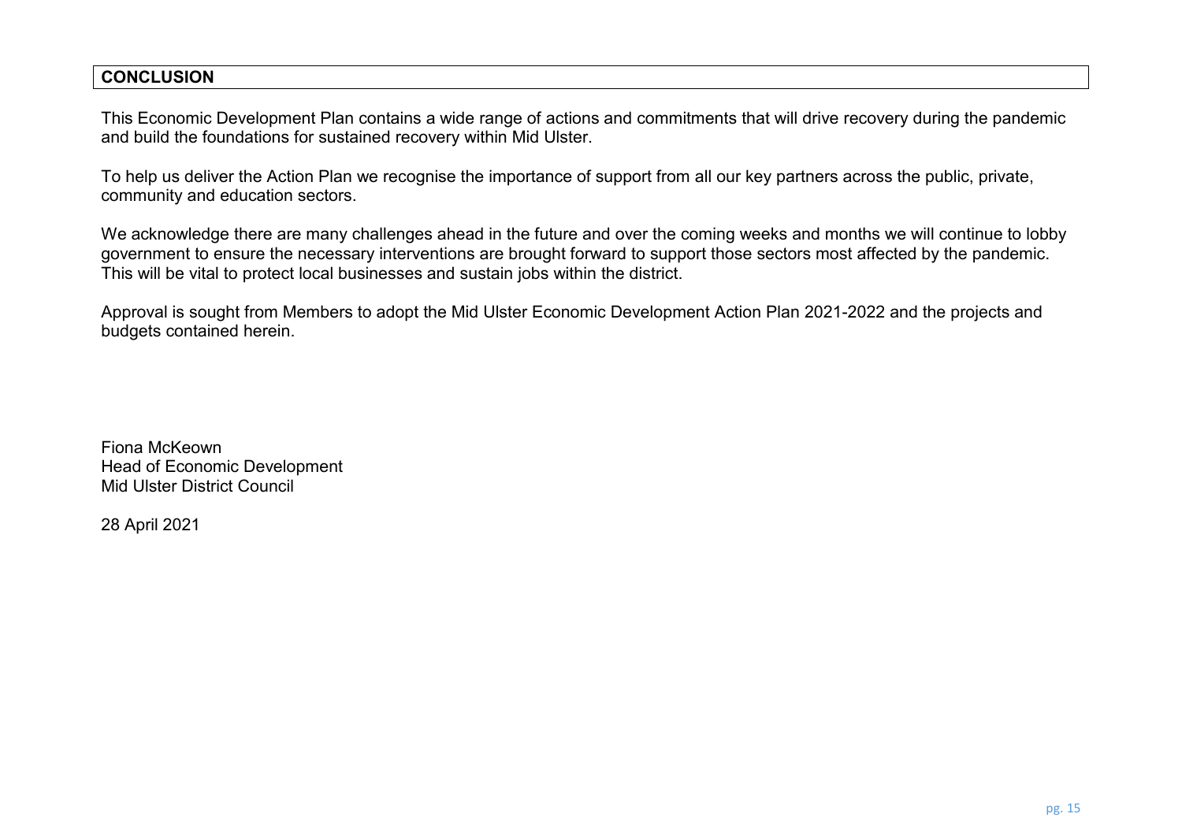## CONCLUSION

This Economic Development Plan contains a wide range of actions and commitments that will drive recovery during the pandemic and build the foundations for sustained recovery within Mid Ulster.

To help us deliver the Action Plan we recognise the importance of support from all our key partners across the public, private, community and education sectors.

We acknowledge there are many challenges ahead in the future and over the coming weeks and months we will continue to lobby government to ensure the necessary interventions are brought forward to support those sectors most affected by the pandemic. This will be vital to protect local businesses and sustain jobs within the district.

Approval is sought from Members to adopt the Mid Ulster Economic Development Action Plan 2021-2022 and the projects and budgets contained herein.

Fiona McKeown
Head of Economic Development
Mid Ulster District Council

28 April 2021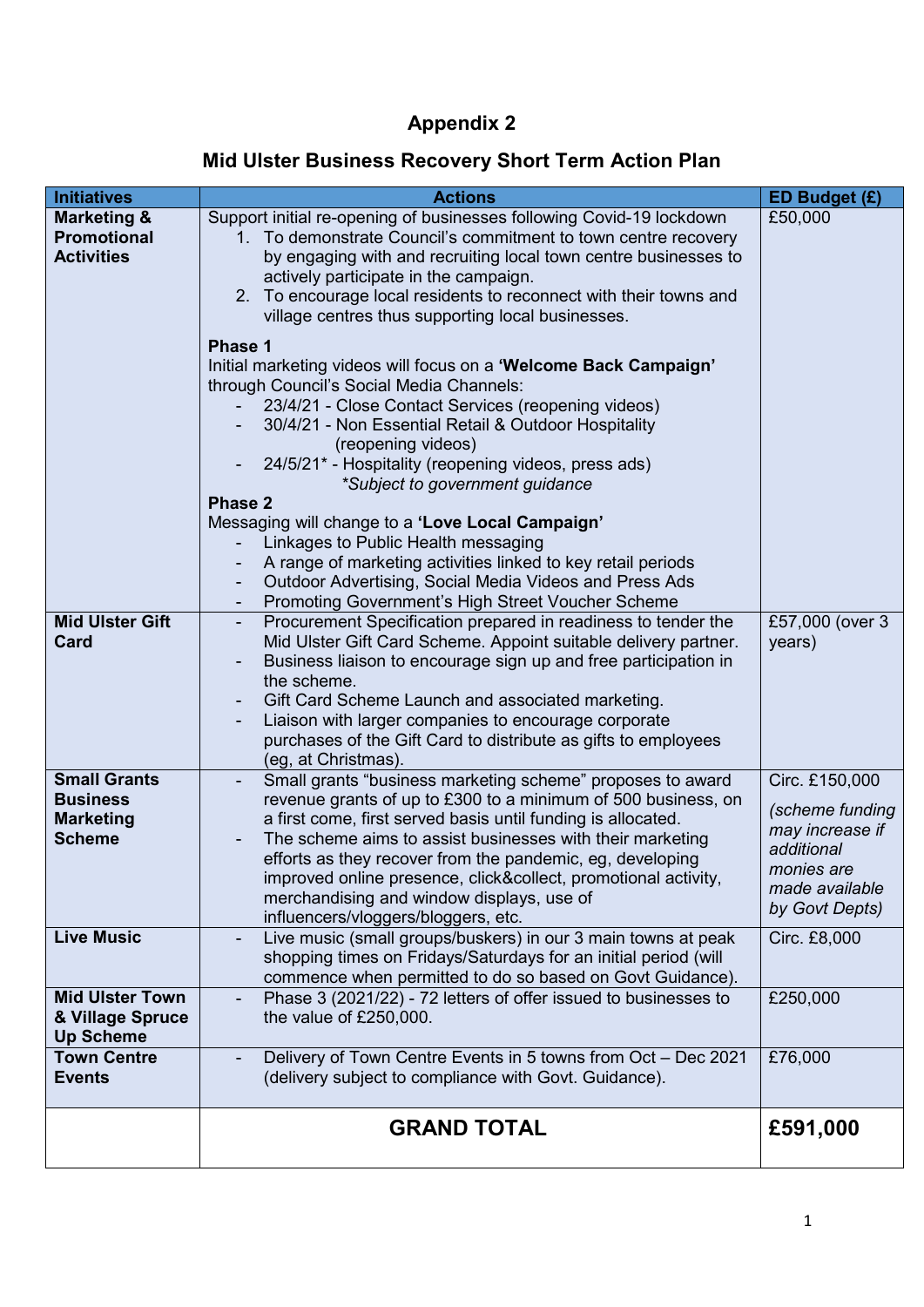# Appendix 2

## Mid Ulster Business Recovery Short Term Action Plan

| Initiatives | Actions | ED Budget (£) |
|---|---|---|
| **Marketing & Promotional Activities** | Support initial re-opening of businesses following Covid-19 lockdown<br>1. To demonstrate Council's commitment to town centre recovery by engaging with and recruiting local town centre businesses to actively participate in the campaign.<br>2. To encourage local residents to reconnect with their towns and village centres thus supporting local businesses.<br><br>**Phase 1**<br>Initial marketing videos will focus on a **'Welcome Back Campaign'** through Council's Social Media Channels:<br>- 23/4/21 - Close Contact Services (reopening videos)<br>- 30/4/21 - Non Essential Retail & Outdoor Hospitality (reopening videos)<br>- 24/5/21* - Hospitality (reopening videos, press ads) *\*Subject to government guidance*<br>**Phase 2**<br>Messaging will change to a **'Love Local Campaign'**<br>- Linkages to Public Health messaging<br>- A range of marketing activities linked to key retail periods<br>- Outdoor Advertising, Social Media Videos and Press Ads<br>- Promoting Government's High Street Voucher Scheme | £50,000 |
| **Mid Ulster Gift Card** | - Procurement Specification prepared in readiness to tender the Mid Ulster Gift Card Scheme. Appoint suitable delivery partner.<br>- Business liaison to encourage sign up and free participation in the scheme.<br>- Gift Card Scheme Launch and associated marketing.<br>- Liaison with larger companies to encourage corporate purchases of the Gift Card to distribute as gifts to employees (eg, at Christmas). | £57,000 (over 3 years) |
| **Small Grants Business Marketing Scheme** | - Small grants "business marketing scheme" proposes to award revenue grants of up to £300 to a minimum of 500 business, on a first come, first served basis until funding is allocated.<br>- The scheme aims to assist businesses with their marketing efforts as they recover from the pandemic, eg, developing improved online presence, click&collect, promotional activity, merchandising and window displays, use of influencers/vloggers/bloggers, etc. | Circ. £150,000<br>*(scheme funding may increase if additional monies are made available by Govt Depts)* |
| **Live Music** | - Live music (small groups/buskers) in our 3 main towns at peak shopping times on Fridays/Saturdays for an initial period (will commence when permitted to do so based on Govt Guidance). | Circ. £8,000 |
| **Mid Ulster Town & Village Spruce Up Scheme** | - Phase 3 (2021/22) - 72 letters of offer issued to businesses to the value of £250,000. | £250,000 |
| **Town Centre Events** | - Delivery of Town Centre Events in 5 towns from Oct – Dec 2021 (delivery subject to compliance with Govt. Guidance). | £76,000 |
| | **GRAND TOTAL** | **£591,000** |